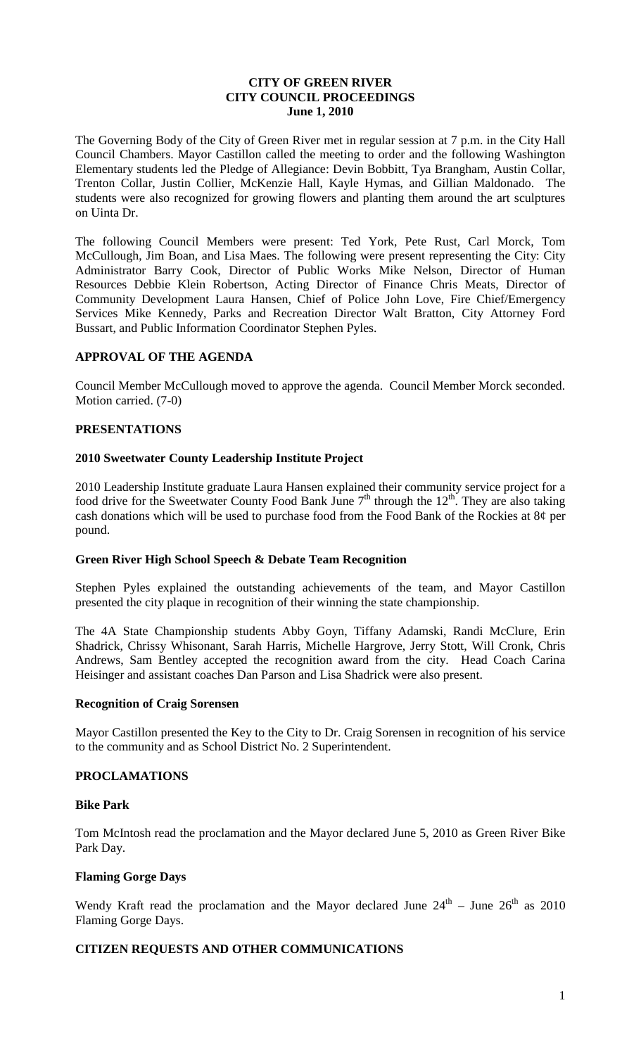# CITY OF GREEN RIVER
# CITY COUNCIL PROCEEDINGS
# June 1, 2010

The Governing Body of the City of Green River met in regular session at 7 p.m. in the City Hall Council Chambers. Mayor Castillon called the meeting to order and the following Washington Elementary students led the Pledge of Allegiance: Devin Bobbitt, Tya Brangham, Austin Collar, Trenton Collar, Justin Collier, McKenzie Hall, Kayle Hymas, and Gillian Maldonado. The students were also recognized for growing flowers and planting them around the art sculptures on Uinta Dr.

The following Council Members were present: Ted York, Pete Rust, Carl Morck, Tom McCullough, Jim Boan, and Lisa Maes. The following were present representing the City: City Administrator Barry Cook, Director of Public Works Mike Nelson, Director of Human Resources Debbie Klein Robertson, Acting Director of Finance Chris Meats, Director of Community Development Laura Hansen, Chief of Police John Love, Fire Chief/Emergency Services Mike Kennedy, Parks and Recreation Director Walt Bratton, City Attorney Ford Bussart, and Public Information Coordinator Stephen Pyles.

## APPROVAL OF THE AGENDA

Council Member McCullough moved to approve the agenda. Council Member Morck seconded. Motion carried. (7-0)

## PRESENTATIONS

### 2010 Sweetwater County Leadership Institute Project

2010 Leadership Institute graduate Laura Hansen explained their community service project for a food drive for the Sweetwater County Food Bank June 7th through the 12th. They are also taking cash donations which will be used to purchase food from the Food Bank of the Rockies at 8¢ per pound.

### Green River High School Speech & Debate Team Recognition

Stephen Pyles explained the outstanding achievements of the team, and Mayor Castillon presented the city plaque in recognition of their winning the state championship.

The 4A State Championship students Abby Goyn, Tiffany Adamski, Randi McClure, Erin Shadrick, Chrissy Whisonant, Sarah Harris, Michelle Hargrove, Jerry Stott, Will Cronk, Chris Andrews, Sam Bentley accepted the recognition award from the city. Head Coach Carina Heisinger and assistant coaches Dan Parson and Lisa Shadrick were also present.

### Recognition of Craig Sorensen

Mayor Castillon presented the Key to the City to Dr. Craig Sorensen in recognition of his service to the community and as School District No. 2 Superintendent.

## PROCLAMATIONS

### Bike Park

Tom McIntosh read the proclamation and the Mayor declared June 5, 2010 as Green River Bike Park Day.

### Flaming Gorge Days

Wendy Kraft read the proclamation and the Mayor declared June 24th – June 26th as 2010 Flaming Gorge Days.

## CITIZEN REQUESTS AND OTHER COMMUNICATIONS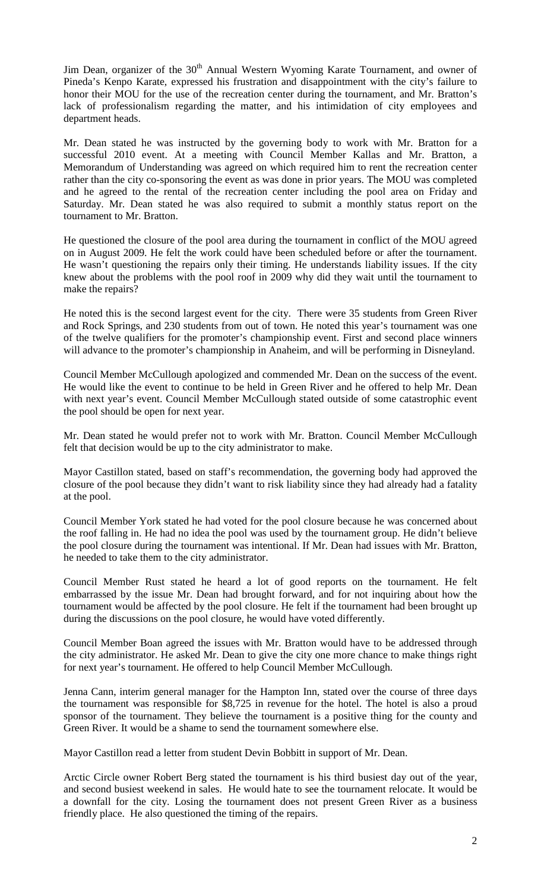Jim Dean, organizer of the 30th Annual Western Wyoming Karate Tournament, and owner of Pineda's Kenpo Karate, expressed his frustration and disappointment with the city's failure to honor their MOU for the use of the recreation center during the tournament, and Mr. Bratton's lack of professionalism regarding the matter, and his intimidation of city employees and department heads.

Mr. Dean stated he was instructed by the governing body to work with Mr. Bratton for a successful 2010 event. At a meeting with Council Member Kallas and Mr. Bratton, a Memorandum of Understanding was agreed on which required him to rent the recreation center rather than the city co-sponsoring the event as was done in prior years. The MOU was completed and he agreed to the rental of the recreation center including the pool area on Friday and Saturday. Mr. Dean stated he was also required to submit a monthly status report on the tournament to Mr. Bratton.

He questioned the closure of the pool area during the tournament in conflict of the MOU agreed on in August 2009. He felt the work could have been scheduled before or after the tournament. He wasn't questioning the repairs only their timing. He understands liability issues. If the city knew about the problems with the pool roof in 2009 why did they wait until the tournament to make the repairs?

He noted this is the second largest event for the city. There were 35 students from Green River and Rock Springs, and 230 students from out of town. He noted this year's tournament was one of the twelve qualifiers for the promoter's championship event. First and second place winners will advance to the promoter's championship in Anaheim, and will be performing in Disneyland.

Council Member McCullough apologized and commended Mr. Dean on the success of the event. He would like the event to continue to be held in Green River and he offered to help Mr. Dean with next year's event. Council Member McCullough stated outside of some catastrophic event the pool should be open for next year.

Mr. Dean stated he would prefer not to work with Mr. Bratton. Council Member McCullough felt that decision would be up to the city administrator to make.

Mayor Castillon stated, based on staff's recommendation, the governing body had approved the closure of the pool because they didn't want to risk liability since they had already had a fatality at the pool.

Council Member York stated he had voted for the pool closure because he was concerned about the roof falling in. He had no idea the pool was used by the tournament group. He didn't believe the pool closure during the tournament was intentional. If Mr. Dean had issues with Mr. Bratton, he needed to take them to the city administrator.

Council Member Rust stated he heard a lot of good reports on the tournament. He felt embarrassed by the issue Mr. Dean had brought forward, and for not inquiring about how the tournament would be affected by the pool closure. He felt if the tournament had been brought up during the discussions on the pool closure, he would have voted differently.

Council Member Boan agreed the issues with Mr. Bratton would have to be addressed through the city administrator. He asked Mr. Dean to give the city one more chance to make things right for next year's tournament. He offered to help Council Member McCullough.

Jenna Cann, interim general manager for the Hampton Inn, stated over the course of three days the tournament was responsible for $8,725 in revenue for the hotel. The hotel is also a proud sponsor of the tournament. They believe the tournament is a positive thing for the county and Green River. It would be a shame to send the tournament somewhere else.

Mayor Castillon read a letter from student Devin Bobbitt in support of Mr. Dean.

Arctic Circle owner Robert Berg stated the tournament is his third busiest day out of the year, and second busiest weekend in sales. He would hate to see the tournament relocate. It would be a downfall for the city. Losing the tournament does not present Green River as a business friendly place. He also questioned the timing of the repairs.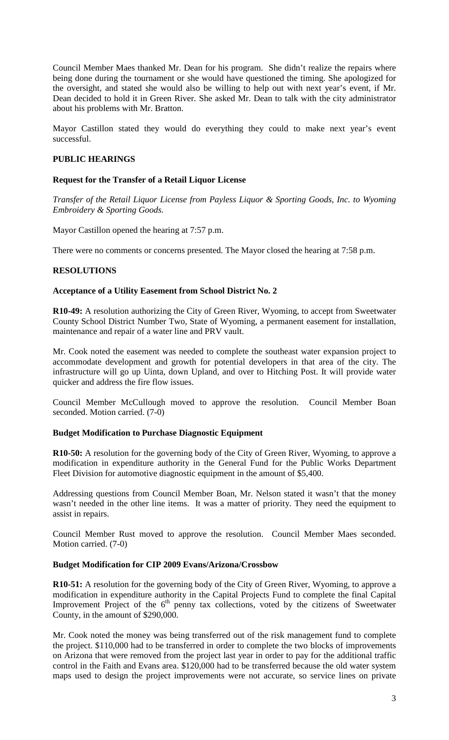Council Member Maes thanked Mr. Dean for his program. She didn't realize the repairs where being done during the tournament or she would have questioned the timing. She apologized for the oversight, and stated she would also be willing to help out with next year's event, if Mr. Dean decided to hold it in Green River. She asked Mr. Dean to talk with the city administrator about his problems with Mr. Bratton.

Mayor Castillon stated they would do everything they could to make next year's event successful.

## PUBLIC HEARINGS

### Request for the Transfer of a Retail Liquor License

*Transfer of the Retail Liquor License from Payless Liquor & Sporting Goods, Inc. to Wyoming Embroidery & Sporting Goods.*

Mayor Castillon opened the hearing at 7:57 p.m.

There were no comments or concerns presented. The Mayor closed the hearing at 7:58 p.m.

## RESOLUTIONS

### Acceptance of a Utility Easement from School District No. 2

**R10-49:** A resolution authorizing the City of Green River, Wyoming, to accept from Sweetwater County School District Number Two, State of Wyoming, a permanent easement for installation, maintenance and repair of a water line and PRV vault.

Mr. Cook noted the easement was needed to complete the southeast water expansion project to accommodate development and growth for potential developers in that area of the city. The infrastructure will go up Uinta, down Upland, and over to Hitching Post. It will provide water quicker and address the fire flow issues.

Council Member McCullough moved to approve the resolution. Council Member Boan seconded. Motion carried. (7-0)

### Budget Modification to Purchase Diagnostic Equipment

**R10-50:** A resolution for the governing body of the City of Green River, Wyoming, to approve a modification in expenditure authority in the General Fund for the Public Works Department Fleet Division for automotive diagnostic equipment in the amount of $5,400.

Addressing questions from Council Member Boan, Mr. Nelson stated it wasn't that the money wasn't needed in the other line items. It was a matter of priority. They need the equipment to assist in repairs.

Council Member Rust moved to approve the resolution. Council Member Maes seconded. Motion carried. (7-0)

### Budget Modification for CIP 2009 Evans/Arizona/Crossbow

**R10-51:** A resolution for the governing body of the City of Green River, Wyoming, to approve a modification in expenditure authority in the Capital Projects Fund to complete the final Capital Improvement Project of the 6th penny tax collections, voted by the citizens of Sweetwater County, in the amount of $290,000.

Mr. Cook noted the money was being transferred out of the risk management fund to complete the project. $110,000 had to be transferred in order to complete the two blocks of improvements on Arizona that were removed from the project last year in order to pay for the additional traffic control in the Faith and Evans area. $120,000 had to be transferred because the old water system maps used to design the project improvements were not accurate, so service lines on private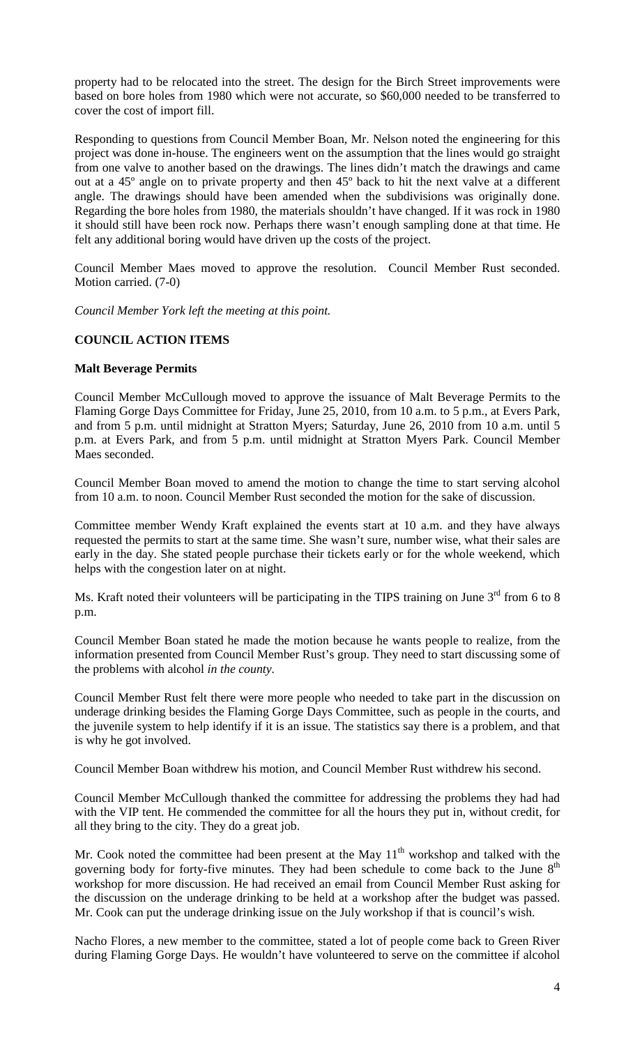property had to be relocated into the street. The design for the Birch Street improvements were based on bore holes from 1980 which were not accurate, so $60,000 needed to be transferred to cover the cost of import fill.

Responding to questions from Council Member Boan, Mr. Nelson noted the engineering for this project was done in-house. The engineers went on the assumption that the lines would go straight from one valve to another based on the drawings. The lines didn't match the drawings and came out at a 45º angle on to private property and then 45º back to hit the next valve at a different angle. The drawings should have been amended when the subdivisions was originally done. Regarding the bore holes from 1980, the materials shouldn't have changed. If it was rock in 1980 it should still have been rock now. Perhaps there wasn't enough sampling done at that time. He felt any additional boring would have driven up the costs of the project.

Council Member Maes moved to approve the resolution. Council Member Rust seconded. Motion carried. (7-0)

*Council Member York left the meeting at this point.*

**COUNCIL ACTION ITEMS**

**Malt Beverage Permits**

Council Member McCullough moved to approve the issuance of Malt Beverage Permits to the Flaming Gorge Days Committee for Friday, June 25, 2010, from 10 a.m. to 5 p.m., at Evers Park, and from 5 p.m. until midnight at Stratton Myers; Saturday, June 26, 2010 from 10 a.m. until 5 p.m. at Evers Park, and from 5 p.m. until midnight at Stratton Myers Park. Council Member Maes seconded.

Council Member Boan moved to amend the motion to change the time to start serving alcohol from 10 a.m. to noon. Council Member Rust seconded the motion for the sake of discussion.

Committee member Wendy Kraft explained the events start at 10 a.m. and they have always requested the permits to start at the same time. She wasn't sure, number wise, what their sales are early in the day. She stated people purchase their tickets early or for the whole weekend, which helps with the congestion later on at night.

Ms. Kraft noted their volunteers will be participating in the TIPS training on June 3rd from 6 to 8 p.m.

Council Member Boan stated he made the motion because he wants people to realize, from the information presented from Council Member Rust's group. They need to start discussing some of the problems with alcohol *in the county*.

Council Member Rust felt there were more people who needed to take part in the discussion on underage drinking besides the Flaming Gorge Days Committee, such as people in the courts, and the juvenile system to help identify if it is an issue. The statistics say there is a problem, and that is why he got involved.

Council Member Boan withdrew his motion, and Council Member Rust withdrew his second.

Council Member McCullough thanked the committee for addressing the problems they had had with the VIP tent. He commended the committee for all the hours they put in, without credit, for all they bring to the city. They do a great job.

Mr. Cook noted the committee had been present at the May 11th workshop and talked with the governing body for forty-five minutes. They had been schedule to come back to the June 8th workshop for more discussion. He had received an email from Council Member Rust asking for the discussion on the underage drinking to be held at a workshop after the budget was passed. Mr. Cook can put the underage drinking issue on the July workshop if that is council's wish.

Nacho Flores, a new member to the committee, stated a lot of people come back to Green River during Flaming Gorge Days. He wouldn't have volunteered to serve on the committee if alcohol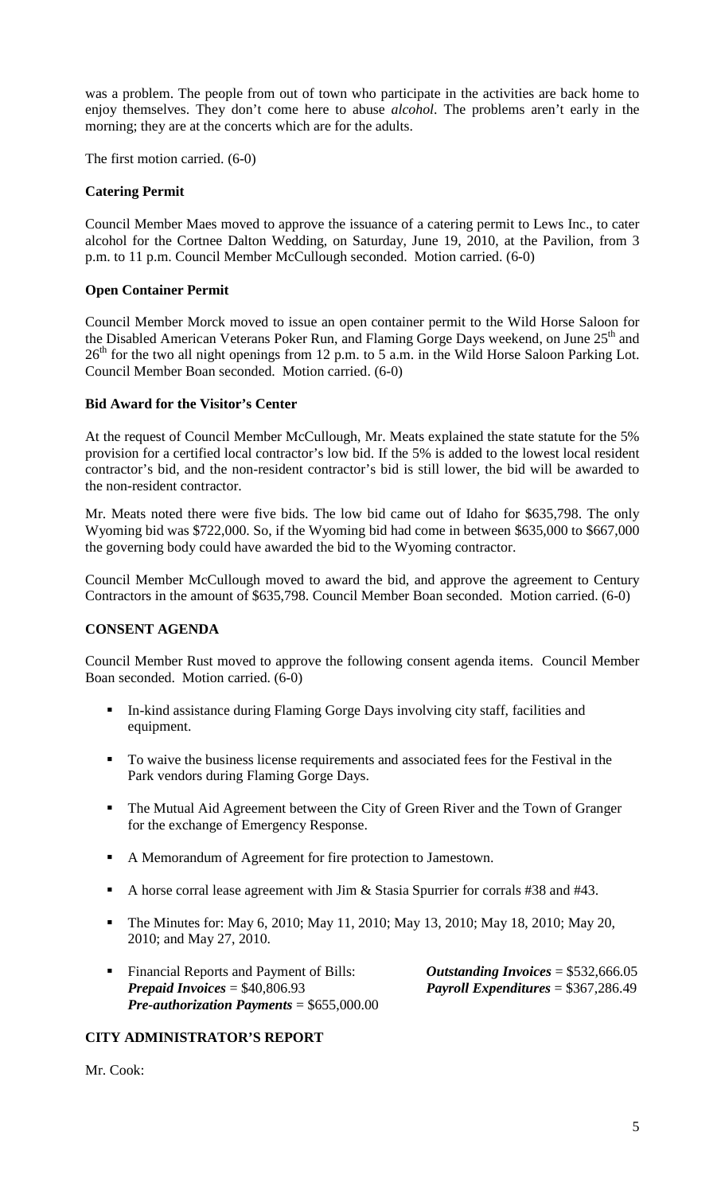was a problem. The people from out of town who participate in the activities are back home to enjoy themselves. They don't come here to abuse *alcohol*. The problems aren't early in the morning; they are at the concerts which are for the adults.

The first motion carried. (6-0)

**Catering Permit**

Council Member Maes moved to approve the issuance of a catering permit to Lews Inc., to cater alcohol for the Cortnee Dalton Wedding, on Saturday, June 19, 2010, at the Pavilion, from 3 p.m. to 11 p.m. Council Member McCullough seconded. Motion carried. (6-0)

**Open Container Permit**

Council Member Morck moved to issue an open container permit to the Wild Horse Saloon for the Disabled American Veterans Poker Run, and Flaming Gorge Days weekend, on June 25th and 26th for the two all night openings from 12 p.m. to 5 a.m. in the Wild Horse Saloon Parking Lot. Council Member Boan seconded. Motion carried. (6-0)

**Bid Award for the Visitor's Center**

At the request of Council Member McCullough, Mr. Meats explained the state statute for the 5% provision for a certified local contractor's low bid. If the 5% is added to the lowest local resident contractor's bid, and the non-resident contractor's bid is still lower, the bid will be awarded to the non-resident contractor.

Mr. Meats noted there were five bids. The low bid came out of Idaho for $635,798. The only Wyoming bid was $722,000. So, if the Wyoming bid had come in between $635,000 to $667,000 the governing body could have awarded the bid to the Wyoming contractor.

Council Member McCullough moved to award the bid, and approve the agreement to Century Contractors in the amount of $635,798. Council Member Boan seconded. Motion carried. (6-0)

**CONSENT AGENDA**

Council Member Rust moved to approve the following consent agenda items. Council Member Boan seconded. Motion carried. (6-0)

- In-kind assistance during Flaming Gorge Days involving city staff, facilities and equipment.
- To waive the business license requirements and associated fees for the Festival in the Park vendors during Flaming Gorge Days.
- The Mutual Aid Agreement between the City of Green River and the Town of Granger for the exchange of Emergency Response.
- A Memorandum of Agreement for fire protection to Jamestown.
- A horse corral lease agreement with Jim & Stasia Spurrier for corrals #38 and #43.
- The Minutes for: May 6, 2010; May 11, 2010; May 13, 2010; May 18, 2010; May 20, 2010; and May 27, 2010.
- Financial Reports and Payment of Bills: ***Outstanding Invoices*** = $532,666.05 ***Prepaid Invoices*** = $40,806.93 ***Payroll Expenditures*** = $367,286.49 ***Pre-authorization Payments*** = $655,000.00

**CITY ADMINISTRATOR'S REPORT**

Mr. Cook: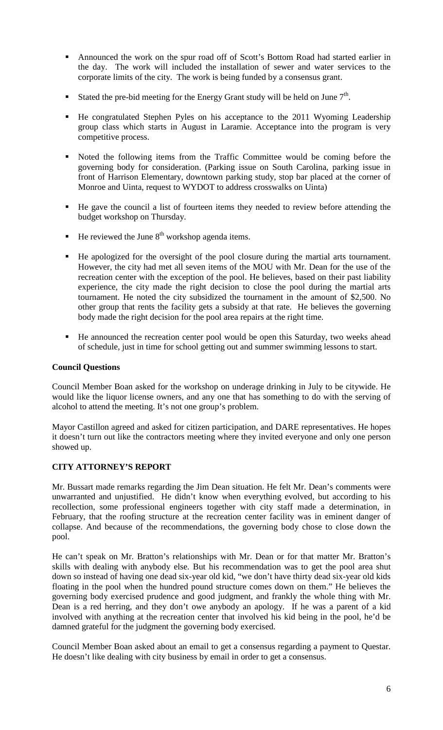- Announced the work on the spur road off of Scott's Bottom Road had started earlier in the day. The work will included the installation of sewer and water services to the corporate limits of the city. The work is being funded by a consensus grant.
- Stated the pre-bid meeting for the Energy Grant study will be held on June 7th.
- He congratulated Stephen Pyles on his acceptance to the 2011 Wyoming Leadership group class which starts in August in Laramie. Acceptance into the program is very competitive process.
- Noted the following items from the Traffic Committee would be coming before the governing body for consideration. (Parking issue on South Carolina, parking issue in front of Harrison Elementary, downtown parking study, stop bar placed at the corner of Monroe and Uinta, request to WYDOT to address crosswalks on Uinta)
- He gave the council a list of fourteen items they needed to review before attending the budget workshop on Thursday.
- He reviewed the June 8th workshop agenda items.
- He apologized for the oversight of the pool closure during the martial arts tournament. However, the city had met all seven items of the MOU with Mr. Dean for the use of the recreation center with the exception of the pool. He believes, based on their past liability experience, the city made the right decision to close the pool during the martial arts tournament. He noted the city subsidized the tournament in the amount of $2,500. No other group that rents the facility gets a subsidy at that rate. He believes the governing body made the right decision for the pool area repairs at the right time.
- He announced the recreation center pool would be open this Saturday, two weeks ahead of schedule, just in time for school getting out and summer swimming lessons to start.

**Council Questions**

Council Member Boan asked for the workshop on underage drinking in July to be citywide. He would like the liquor license owners, and any one that has something to do with the serving of alcohol to attend the meeting. It's not one group's problem.

Mayor Castillon agreed and asked for citizen participation, and DARE representatives. He hopes it doesn't turn out like the contractors meeting where they invited everyone and only one person showed up.

**CITY ATTORNEY'S REPORT**

Mr. Bussart made remarks regarding the Jim Dean situation. He felt Mr. Dean's comments were unwarranted and unjustified. He didn't know when everything evolved, but according to his recollection, some professional engineers together with city staff made a determination, in February, that the roofing structure at the recreation center facility was in eminent danger of collapse. And because of the recommendations, the governing body chose to close down the pool.

He can't speak on Mr. Bratton's relationships with Mr. Dean or for that matter Mr. Bratton's skills with dealing with anybody else. But his recommendation was to get the pool area shut down so instead of having one dead six-year old kid, "we don't have thirty dead six-year old kids floating in the pool when the hundred pound structure comes down on them." He believes the governing body exercised prudence and good judgment, and frankly the whole thing with Mr. Dean is a red herring, and they don't owe anybody an apology. If he was a parent of a kid involved with anything at the recreation center that involved his kid being in the pool, he'd be damned grateful for the judgment the governing body exercised.

Council Member Boan asked about an email to get a consensus regarding a payment to Questar. He doesn't like dealing with city business by email in order to get a consensus.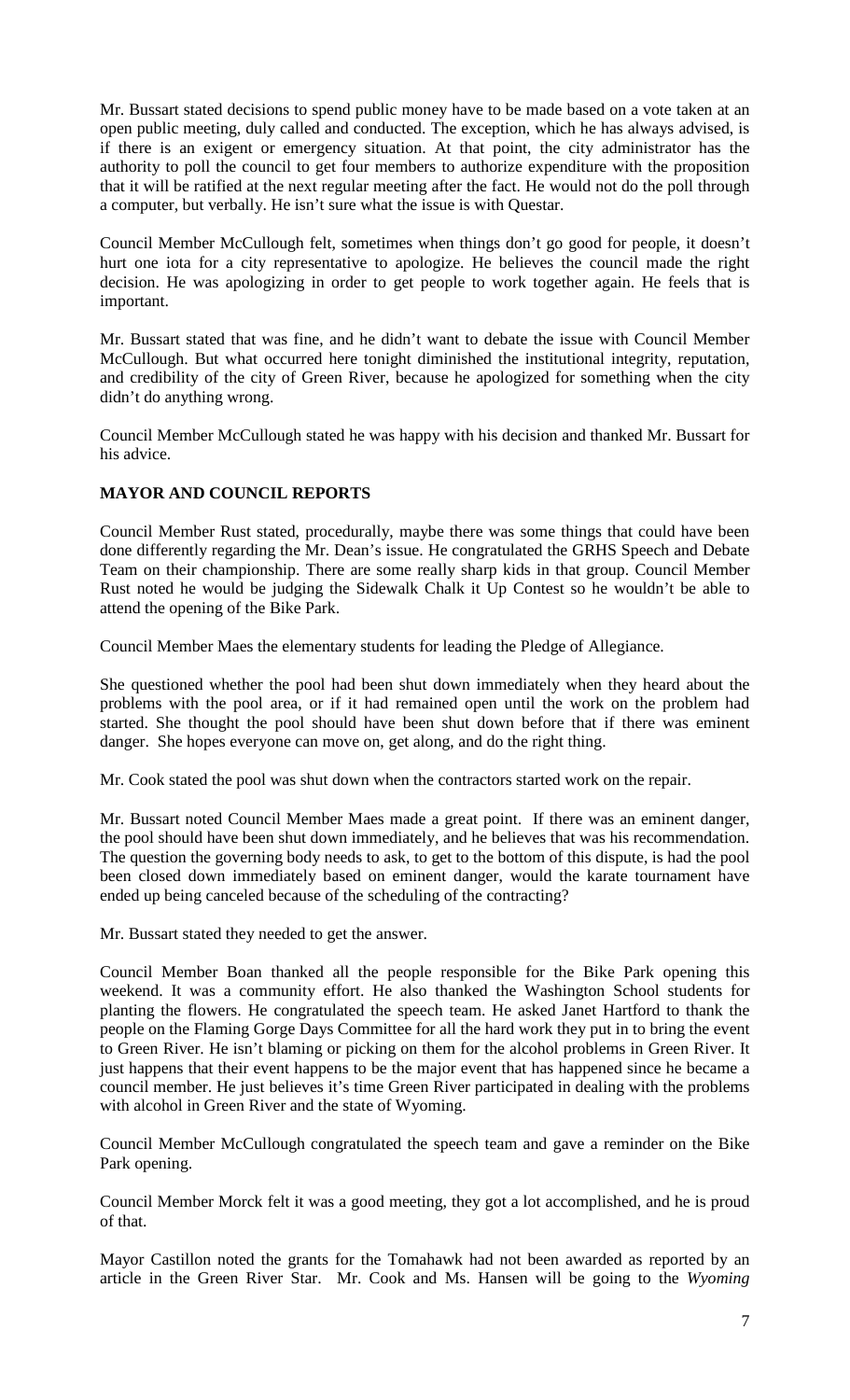Mr. Bussart stated decisions to spend public money have to be made based on a vote taken at an open public meeting, duly called and conducted. The exception, which he has always advised, is if there is an exigent or emergency situation. At that point, the city administrator has the authority to poll the council to get four members to authorize expenditure with the proposition that it will be ratified at the next regular meeting after the fact. He would not do the poll through a computer, but verbally. He isn't sure what the issue is with Questar.

Council Member McCullough felt, sometimes when things don't go good for people, it doesn't hurt one iota for a city representative to apologize. He believes the council made the right decision. He was apologizing in order to get people to work together again. He feels that is important.

Mr. Bussart stated that was fine, and he didn't want to debate the issue with Council Member McCullough. But what occurred here tonight diminished the institutional integrity, reputation, and credibility of the city of Green River, because he apologized for something when the city didn't do anything wrong.

Council Member McCullough stated he was happy with his decision and thanked Mr. Bussart for his advice.

## MAYOR AND COUNCIL REPORTS

Council Member Rust stated, procedurally, maybe there was some things that could have been done differently regarding the Mr. Dean's issue. He congratulated the GRHS Speech and Debate Team on their championship. There are some really sharp kids in that group. Council Member Rust noted he would be judging the Sidewalk Chalk it Up Contest so he wouldn't be able to attend the opening of the Bike Park.

Council Member Maes the elementary students for leading the Pledge of Allegiance.

She questioned whether the pool had been shut down immediately when they heard about the problems with the pool area, or if it had remained open until the work on the problem had started. She thought the pool should have been shut down before that if there was eminent danger. She hopes everyone can move on, get along, and do the right thing.

Mr. Cook stated the pool was shut down when the contractors started work on the repair.

Mr. Bussart noted Council Member Maes made a great point. If there was an eminent danger, the pool should have been shut down immediately, and he believes that was his recommendation. The question the governing body needs to ask, to get to the bottom of this dispute, is had the pool been closed down immediately based on eminent danger, would the karate tournament have ended up being canceled because of the scheduling of the contracting?

Mr. Bussart stated they needed to get the answer.

Council Member Boan thanked all the people responsible for the Bike Park opening this weekend. It was a community effort. He also thanked the Washington School students for planting the flowers. He congratulated the speech team. He asked Janet Hartford to thank the people on the Flaming Gorge Days Committee for all the hard work they put in to bring the event to Green River. He isn't blaming or picking on them for the alcohol problems in Green River. It just happens that their event happens to be the major event that has happened since he became a council member. He just believes it's time Green River participated in dealing with the problems with alcohol in Green River and the state of Wyoming.

Council Member McCullough congratulated the speech team and gave a reminder on the Bike Park opening.

Council Member Morck felt it was a good meeting, they got a lot accomplished, and he is proud of that.

Mayor Castillon noted the grants for the Tomahawk had not been awarded as reported by an article in the Green River Star. Mr. Cook and Ms. Hansen will be going to the *Wyoming*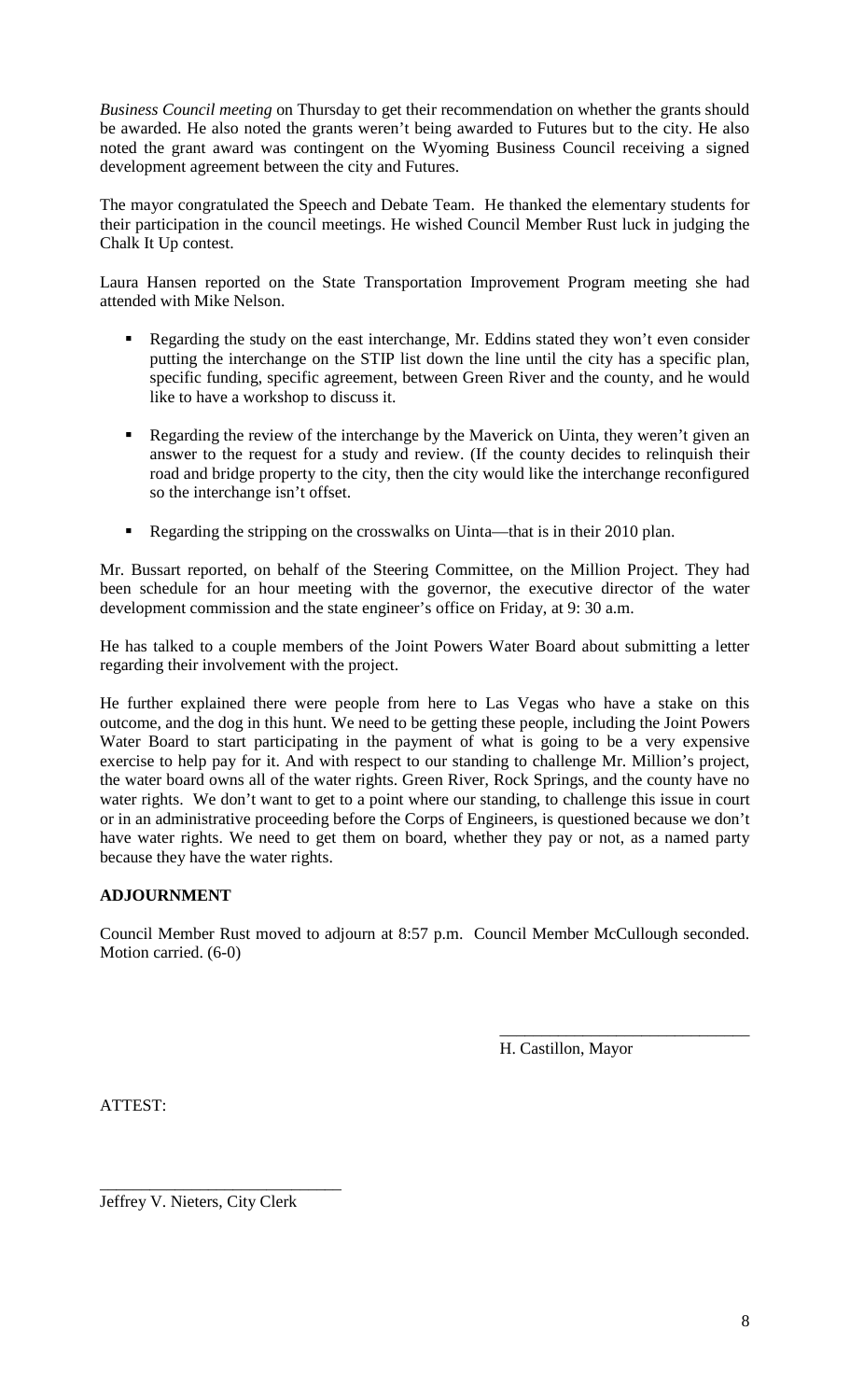*Business Council meeting* on Thursday to get their recommendation on whether the grants should be awarded. He also noted the grants weren't being awarded to Futures but to the city. He also noted the grant award was contingent on the Wyoming Business Council receiving a signed development agreement between the city and Futures.

The mayor congratulated the Speech and Debate Team. He thanked the elementary students for their participation in the council meetings. He wished Council Member Rust luck in judging the Chalk It Up contest.

Laura Hansen reported on the State Transportation Improvement Program meeting she had attended with Mike Nelson.

- Regarding the study on the east interchange, Mr. Eddins stated they won't even consider putting the interchange on the STIP list down the line until the city has a specific plan, specific funding, specific agreement, between Green River and the county, and he would like to have a workshop to discuss it.
- Regarding the review of the interchange by the Maverick on Uinta, they weren't given an answer to the request for a study and review. (If the county decides to relinquish their road and bridge property to the city, then the city would like the interchange reconfigured so the interchange isn't offset.
- Regarding the stripping on the crosswalks on Uinta—that is in their 2010 plan.

Mr. Bussart reported, on behalf of the Steering Committee, on the Million Project. They had been schedule for an hour meeting with the governor, the executive director of the water development commission and the state engineer's office on Friday, at 9: 30 a.m.

He has talked to a couple members of the Joint Powers Water Board about submitting a letter regarding their involvement with the project.

He further explained there were people from here to Las Vegas who have a stake on this outcome, and the dog in this hunt. We need to be getting these people, including the Joint Powers Water Board to start participating in the payment of what is going to be a very expensive exercise to help pay for it. And with respect to our standing to challenge Mr. Million's project, the water board owns all of the water rights. Green River, Rock Springs, and the county have no water rights. We don't want to get to a point where our standing, to challenge this issue in court or in an administrative proceeding before the Corps of Engineers, is questioned because we don't have water rights. We need to get them on board, whether they pay or not, as a named party because they have the water rights.

**ADJOURNMENT**

Council Member Rust moved to adjourn at 8:57 p.m. Council Member McCullough seconded. Motion carried. (6-0)

\_\_\_\_\_\_\_\_\_\_\_\_\_\_\_\_\_\_\_\_\_\_\_\_\_\_\_\_\_\_
H. Castillon, Mayor

ATTEST:

\_\_\_\_\_\_\_\_\_\_\_\_\_\_\_\_\_\_\_\_\_\_\_\_\_\_\_\_\_\_
Jeffrey V. Nieters, City Clerk